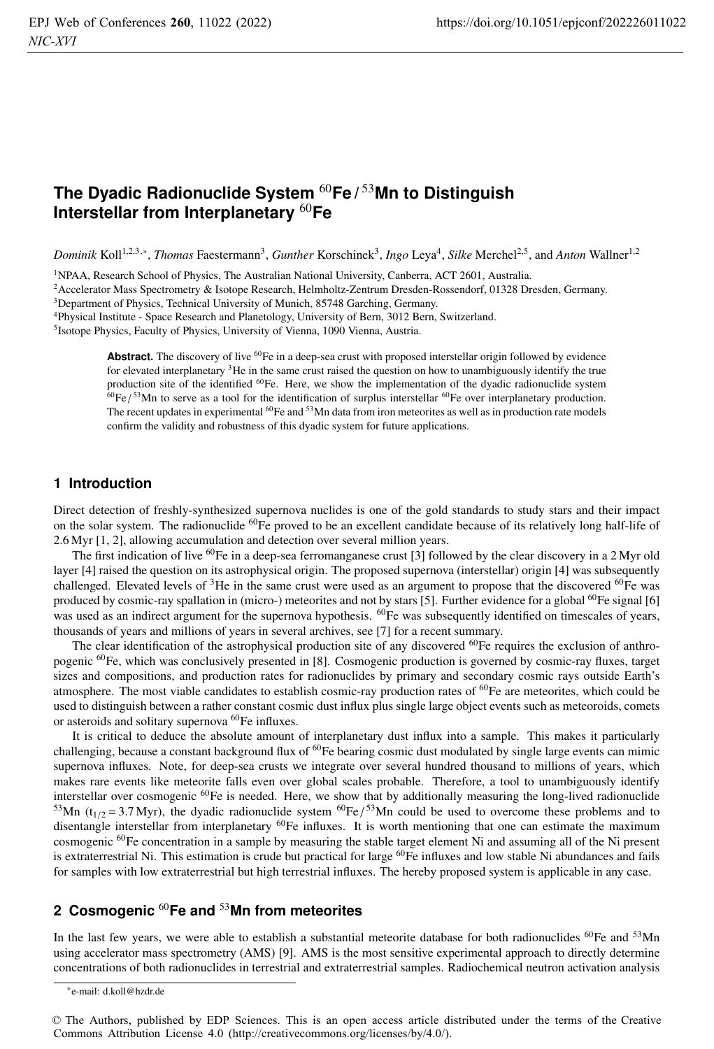# The Dyadic Radionuclide System $^{60}$Fe / $^{53}$Mn to Distinguish Interstellar from Interplanetary $^{60}$Fe

*Dominik* Koll[1,2,3,*], *Thomas* Faestermann[3], *Gunther* Korschinek[3], *Ingo* Leya[4], *Silke* Merchel[2,5], and *Anton* Wallner[1,2]

[1]NPAA, Research School of Physics, The Australian National University, Canberra, ACT 2601, Australia.
[2]Accelerator Mass Spectrometry & Isotope Research, Helmholtz-Zentrum Dresden-Rossendorf, 01328 Dresden, Germany.
[3]Department of Physics, Technical University of Munich, 85748 Garching, Germany.
[4]Physical Institute - Space Research and Planetology, University of Bern, 3012 Bern, Switzerland.
[5]Isotope Physics, Faculty of Physics, University of Vienna, 1090 Vienna, Austria.

**Abstract.** The discovery of live $^{60}$Fe in a deep-sea crust with proposed interstellar origin followed by evidence for elevated interplanetary $^{3}$He in the same crust raised the question on how to unambiguously identify the true production site of the identified $^{60}$Fe. Here, we show the implementation of the dyadic radionuclide system $^{60}$Fe / $^{53}$Mn to serve as a tool for the identification of surplus interstellar $^{60}$Fe over interplanetary production. The recent updates in experimental $^{60}$Fe and $^{53}$Mn data from iron meteorites as well as in production rate models confirm the validity and robustness of this dyadic system for future applications.

## 1 Introduction

Direct detection of freshly-synthesized supernova nuclides is one of the gold standards to study stars and their impact on the solar system. The radionuclide $^{60}$Fe proved to be an excellent candidate because of its relatively long half-life of 2.6 Myr [1, 2], allowing accumulation and detection over several million years.

The first indication of live $^{60}$Fe in a deep-sea ferromanganese crust [3] followed by the clear discovery in a 2 Myr old layer [4] raised the question on its astrophysical origin. The proposed supernova (interstellar) origin [4] was subsequently challenged. Elevated levels of $^{3}$He in the same crust were used as an argument to propose that the discovered $^{60}$Fe was produced by cosmic-ray spallation in (micro-) meteorites and not by stars [5]. Further evidence for a global $^{60}$Fe signal [6] was used as an indirect argument for the supernova hypothesis. $^{60}$Fe was subsequently identified on timescales of years, thousands of years and millions of years in several archives, see [7] for a recent summary.

The clear identification of the astrophysical production site of any discovered $^{60}$Fe requires the exclusion of anthropogenic $^{60}$Fe, which was conclusively presented in [8]. Cosmogenic production is governed by cosmic-ray fluxes, target sizes and compositions, and production rates for radionuclides by primary and secondary cosmic rays outside Earth's atmosphere. The most viable candidates to establish cosmic-ray production rates of $^{60}$Fe are meteorites, which could be used to distinguish between a rather constant cosmic dust influx plus single large object events such as meteoroids, comets or asteroids and solitary supernova $^{60}$Fe influxes.

It is critical to deduce the absolute amount of interplanetary dust influx into a sample. This makes it particularly challenging, because a constant background flux of $^{60}$Fe bearing cosmic dust modulated by single large events can mimic supernova influxes. Note, for deep-sea crusts we integrate over several hundred thousand to millions of years, which makes rare events like meteorite falls even over global scales probable. Therefore, a tool to unambiguously identify interstellar over cosmogenic $^{60}$Fe is needed. Here, we show that by additionally measuring the long-lived radionuclide $^{53}$Mn ($t_{1/2}$ = 3.7 Myr), the dyadic radionuclide system $^{60}$Fe / $^{53}$Mn could be used to overcome these problems and to disentangle interstellar from interplanetary $^{60}$Fe influxes. It is worth mentioning that one can estimate the maximum cosmogenic $^{60}$Fe concentration in a sample by measuring the stable target element Ni and assuming all of the Ni present is extraterrestrial Ni. This estimation is crude but practical for large $^{60}$Fe influxes and low stable Ni abundances and fails for samples with low extraterrestrial but high terrestrial influxes. The hereby proposed system is applicable in any case.

## 2 Cosmogenic $^{60}$Fe and $^{53}$Mn from meteorites

In the last few years, we were able to establish a substantial meteorite database for both radionuclides $^{60}$Fe and $^{53}$Mn using accelerator mass spectrometry (AMS) [9]. AMS is the most sensitive experimental approach to directly determine concentrations of both radionuclides in terrestrial and extraterrestrial samples. Radiochemical neutron activation analysis

*e-mail: d.koll@hzdr.de

© The Authors, published by EDP Sciences. This is an open access article distributed under the terms of the Creative Commons Attribution License 4.0 (http://creativecommons.org/licenses/by/4.0/).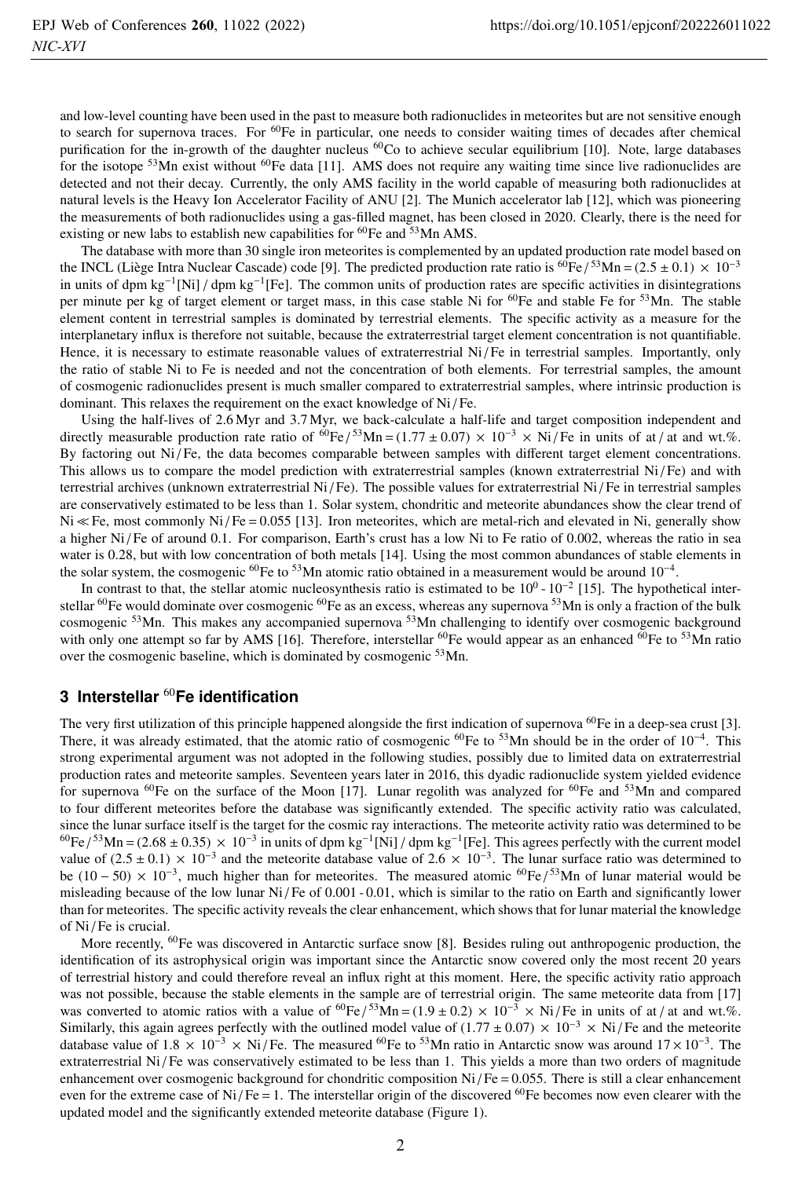and low-level counting have been used in the past to measure both radionuclides in meteorites but are not sensitive enough to search for supernova traces. For $^{60}$Fe in particular, one needs to consider waiting times of decades after chemical purification for the in-growth of the daughter nucleus $^{60}$Co to achieve secular equilibrium [10]. Note, large databases for the isotope $^{53}$Mn exist without $^{60}$Fe data [11]. AMS does not require any waiting time since live radionuclides are detected and not their decay. Currently, the only AMS facility in the world capable of measuring both radionuclides at natural levels is the Heavy Ion Accelerator Facility of ANU [2]. The Munich accelerator lab [12], which was pioneering the measurements of both radionuclides using a gas-filled magnet, has been closed in 2020. Clearly, there is the need for existing or new labs to establish new capabilities for $^{60}$Fe and $^{53}$Mn AMS.

The database with more than 30 single iron meteorites is complemented by an updated production rate model based on the INCL (Liège Intra Nuclear Cascade) code [9]. The predicted production rate ratio is $^{60}$Fe / $^{53}$Mn = $(2.5 \pm 0.1) \times 10^{-3}$ in units of dpm kg$^{-1}$[Ni] / dpm kg$^{-1}$[Fe]. The common units of production rates are specific activities in disintegrations per minute per kg of target element or target mass, in this case stable Ni for $^{60}$Fe and stable Fe for $^{53}$Mn. The stable element content in terrestrial samples is dominated by terrestrial elements. The specific activity as a measure for the interplanetary influx is therefore not suitable, because the extraterrestrial target element concentration is not quantifiable. Hence, it is necessary to estimate reasonable values of extraterrestrial Ni / Fe in terrestrial samples. Importantly, only the ratio of stable Ni to Fe is needed and not the concentration of both elements. For terrestrial samples, the amount of cosmogenic radionuclides present is much smaller compared to extraterrestrial samples, where intrinsic production is dominant. This relaxes the requirement on the exact knowledge of Ni / Fe.

Using the half-lives of 2.6 Myr and 3.7 Myr, we back-calculate a half-life and target composition independent and directly measurable production rate ratio of $^{60}$Fe / $^{53}$Mn = $(1.77 \pm 0.07) \times 10^{-3} \times$ Ni / Fe in units of at / at and wt.%. By factoring out Ni / Fe, the data becomes comparable between samples with different target element concentrations. This allows us to compare the model prediction with extraterrestrial samples (known extraterrestrial Ni / Fe) and with terrestrial archives (unknown extraterrestrial Ni / Fe). The possible values for extraterrestrial Ni / Fe in terrestrial samples are conservatively estimated to be less than 1. Solar system, chondritic and meteorite abundances show the clear trend of Ni $\ll$ Fe, most commonly Ni / Fe = 0.055 [13]. Iron meteorites, which are metal-rich and elevated in Ni, generally show a higher Ni / Fe of around 0.1. For comparison, Earth's crust has a low Ni to Fe ratio of 0.002, whereas the ratio in sea water is 0.28, but with low concentration of both metals [14]. Using the most common abundances of stable elements in the solar system, the cosmogenic $^{60}$Fe to $^{53}$Mn atomic ratio obtained in a measurement would be around $10^{-4}$.

In contrast to that, the stellar atomic nucleosynthesis ratio is estimated to be $10^{0}$ - $10^{-2}$ [15]. The hypothetical interstellar $^{60}$Fe would dominate over cosmogenic $^{60}$Fe as an excess, whereas any supernova $^{53}$Mn is only a fraction of the bulk cosmogenic $^{53}$Mn. This makes any accompanied supernova $^{53}$Mn challenging to identify over cosmogenic background with only one attempt so far by AMS [16]. Therefore, interstellar $^{60}$Fe would appear as an enhanced $^{60}$Fe to $^{53}$Mn ratio over the cosmogenic baseline, which is dominated by cosmogenic $^{53}$Mn.

## 3 Interstellar $^{60}$Fe identification

The very first utilization of this principle happened alongside the first indication of supernova $^{60}$Fe in a deep-sea crust [3]. There, it was already estimated, that the atomic ratio of cosmogenic $^{60}$Fe to $^{53}$Mn should be in the order of $10^{-4}$. This strong experimental argument was not adopted in the following studies, possibly due to limited data on extraterrestrial production rates and meteorite samples. Seventeen years later in 2016, this dyadic radionuclide system yielded evidence for supernova $^{60}$Fe on the surface of the Moon [17]. Lunar regolith was analyzed for $^{60}$Fe and $^{53}$Mn and compared to four different meteorites before the database was significantly extended. The specific activity ratio was calculated, since the lunar surface itself is the target for the cosmic ray interactions. The meteorite activity ratio was determined to be $^{60}$Fe / $^{53}$Mn = $(2.68 \pm 0.35) \times 10^{-3}$ in units of dpm kg$^{-1}$[Ni] / dpm kg$^{-1}$[Fe]. This agrees perfectly with the current model value of $(2.5 \pm 0.1) \times 10^{-3}$ and the meteorite database value of $2.6 \times 10^{-3}$. The lunar surface ratio was determined to be $(10 - 50) \times 10^{-3}$, much higher than for meteorites. The measured atomic $^{60}$Fe / $^{53}$Mn of lunar material would be misleading because of the low lunar Ni / Fe of 0.001 - 0.01, which is similar to the ratio on Earth and significantly lower than for meteorites. The specific activity reveals the clear enhancement, which shows that for lunar material the knowledge of Ni / Fe is crucial.

More recently, $^{60}$Fe was discovered in Antarctic surface snow [8]. Besides ruling out anthropogenic production, the identification of its astrophysical origin was important since the Antarctic snow covered only the most recent 20 years of terrestrial history and could therefore reveal an influx right at this moment. Here, the specific activity ratio approach was not possible, because the stable elements in the sample are of terrestrial origin. The same meteorite data from [17] was converted to atomic ratios with a value of $^{60}$Fe / $^{53}$Mn = $(1.9 \pm 0.2) \times 10^{-3} \times$ Ni / Fe in units of at / at and wt.%. Similarly, this again agrees perfectly with the outlined model value of $(1.77 \pm 0.07) \times 10^{-3} \times$ Ni / Fe and the meteorite database value of $1.8 \times 10^{-3} \times$ Ni / Fe. The measured $^{60}$Fe to $^{53}$Mn ratio in Antarctic snow was around $17 \times 10^{-3}$. The extraterrestrial Ni / Fe was conservatively estimated to be less than 1. This yields a more than two orders of magnitude enhancement over cosmogenic background for chondritic composition Ni / Fe = 0.055. There is still a clear enhancement even for the extreme case of Ni / Fe = 1. The interstellar origin of the discovered $^{60}$Fe becomes now even clearer with the updated model and the significantly extended meteorite database (Figure 1).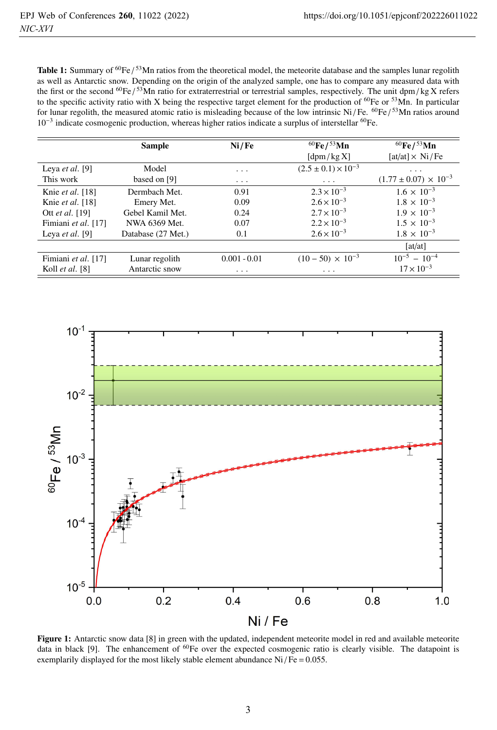**Table 1:** Summary of $^{60}Fe/^{53}Mn$ ratios from the theoretical model, the meteorite database and the samples lunar regolith as well as Antarctic snow. Depending on the origin of the analyzed sample, one has to compare any measured data with the first or the second $^{60}Fe/^{53}Mn$ ratio for extraterrestrial or terrestrial samples, respectively. The unit dpm / kg X refers to the specific activity ratio with X being the respective target element for the production of $^{60}Fe$ or $^{53}Mn$. In particular for lunar regolith, the measured atomic ratio is misleading because of the low intrinsic Ni / Fe. $^{60}Fe/^{53}Mn$ ratios around $10^{-3}$ indicate cosmogenic production, whereas higher ratios indicate a surplus of interstellar $^{60}Fe$.

| | Sample | Ni/Fe | $^{60}Fe/^{53}Mn$ [dpm/kg X] | $^{60}Fe/^{53}Mn$ [at/at] × Ni/Fe |
|---|---|---|---|---|
| Leya *et al.* [9] | Model | . . . | $(2.5 \pm 0.1) \times 10^{-3}$ | . . . |
| This work | based on [9] | . . . | . . . | $(1.77 \pm 0.07) \times 10^{-3}$ |
| Knie *et al.* [18] | Dermbach Met. | 0.91 | $2.3 \times 10^{-3}$ | $1.6 \times 10^{-3}$ |
| Knie *et al.* [18] | Emery Met. | 0.09 | $2.6 \times 10^{-3}$ | $1.8 \times 10^{-3}$ |
| Ott *et al.* [19] | Gebel Kamil Met. | 0.24 | $2.7 \times 10^{-3}$ | $1.9 \times 10^{-3}$ |
| Fimiani *et al.* [17] | NWA 6369 Met. | 0.07 | $2.2 \times 10^{-3}$ | $1.5 \times 10^{-3}$ |
| Leya *et al.* [9] | Database (27 Met.) | 0.1 | $2.6 \times 10^{-3}$ | $1.8 \times 10^{-3}$ |
| | | | | [at/at] |
| Fimiani *et al.* [17] | Lunar regolith | 0.001 - 0.01 | $(10 - 50) \times 10^{-3}$ | $10^{-5} - 10^{-4}$ |
| Koll *et al.* [8] | Antarctic snow | . . . | . . . | $17 \times 10^{-3}$ |

**Figure 1:** Antarctic snow data [8] in green with the updated, independent meteorite model in red and available meteorite data in black [9]. The enhancement of $^{60}Fe$ over the expected cosmogenic ratio is clearly visible. The datapoint is exemplarily displayed for the most likely stable element abundance Ni / Fe = 0.055.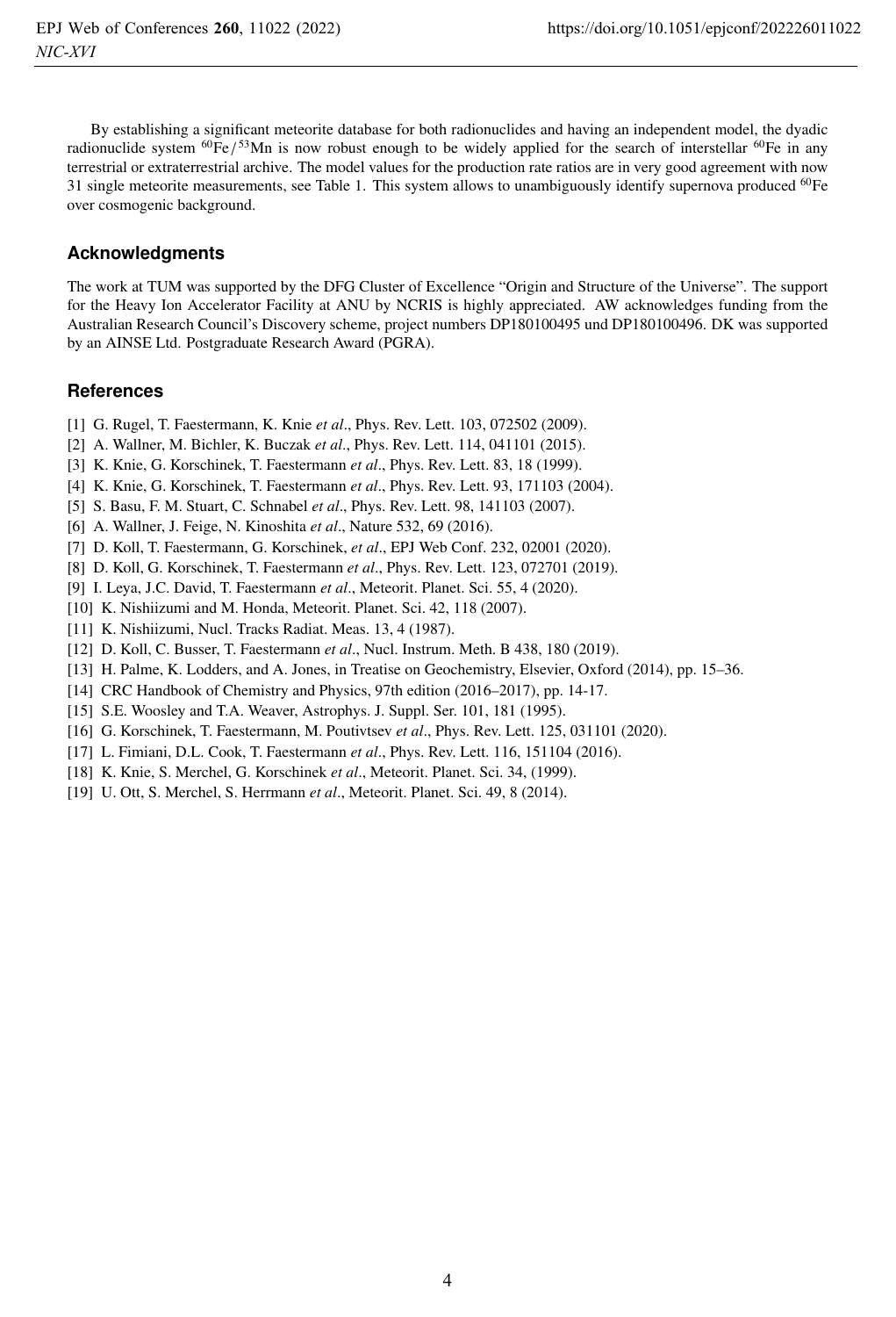By establishing a significant meteorite database for both radionuclides and having an independent model, the dyadic radionuclide system $^{60}$Fe/$^{53}$Mn is now robust enough to be widely applied for the search of interstellar $^{60}$Fe in any terrestrial or extraterrestrial archive. The model values for the production rate ratios are in very good agreement with now 31 single meteorite measurements, see Table 1. This system allows to unambiguously identify supernova produced $^{60}$Fe over cosmogenic background.

## Acknowledgments

The work at TUM was supported by the DFG Cluster of Excellence "Origin and Structure of the Universe". The support for the Heavy Ion Accelerator Facility at ANU by NCRIS is highly appreciated. AW acknowledges funding from the Australian Research Council's Discovery scheme, project numbers DP180100495 und DP180100496. DK was supported by an AINSE Ltd. Postgraduate Research Award (PGRA).

## References

[1] G. Rugel, T. Faestermann, K. Knie *et al*., Phys. Rev. Lett. 103, 072502 (2009).

[2] A. Wallner, M. Bichler, K. Buczak *et al*., Phys. Rev. Lett. 114, 041101 (2015).

[3] K. Knie, G. Korschinek, T. Faestermann *et al*., Phys. Rev. Lett. 83, 18 (1999).

[4] K. Knie, G. Korschinek, T. Faestermann *et al*., Phys. Rev. Lett. 93, 171103 (2004).

[5] S. Basu, F. M. Stuart, C. Schnabel *et al*., Phys. Rev. Lett. 98, 141103 (2007).

[6] A. Wallner, J. Feige, N. Kinoshita *et al*., Nature 532, 69 (2016).

[7] D. Koll, T. Faestermann, G. Korschinek, *et al*., EPJ Web Conf. 232, 02001 (2020).

[8] D. Koll, G. Korschinek, T. Faestermann *et al*., Phys. Rev. Lett. 123, 072701 (2019).

[9] I. Leya, J.C. David, T. Faestermann *et al*., Meteorit. Planet. Sci. 55, 4 (2020).

[10] K. Nishiizumi and M. Honda, Meteorit. Planet. Sci. 42, 118 (2007).

[11] K. Nishiizumi, Nucl. Tracks Radiat. Meas. 13, 4 (1987).

[12] D. Koll, C. Busser, T. Faestermann *et al*., Nucl. Instrum. Meth. B 438, 180 (2019).

[13] H. Palme, K. Lodders, and A. Jones, in Treatise on Geochemistry, Elsevier, Oxford (2014), pp. 15–36.

[14] CRC Handbook of Chemistry and Physics, 97th edition (2016–2017), pp. 14-17.

[15] S.E. Woosley and T.A. Weaver, Astrophys. J. Suppl. Ser. 101, 181 (1995).

[16] G. Korschinek, T. Faestermann, M. Poutivtsev *et al*., Phys. Rev. Lett. 125, 031101 (2020).

[17] L. Fimiani, D.L. Cook, T. Faestermann *et al*., Phys. Rev. Lett. 116, 151104 (2016).

[18] K. Knie, S. Merchel, G. Korschinek *et al*., Meteorit. Planet. Sci. 34, (1999).

[19] U. Ott, S. Merchel, S. Herrmann *et al*., Meteorit. Planet. Sci. 49, 8 (2014).